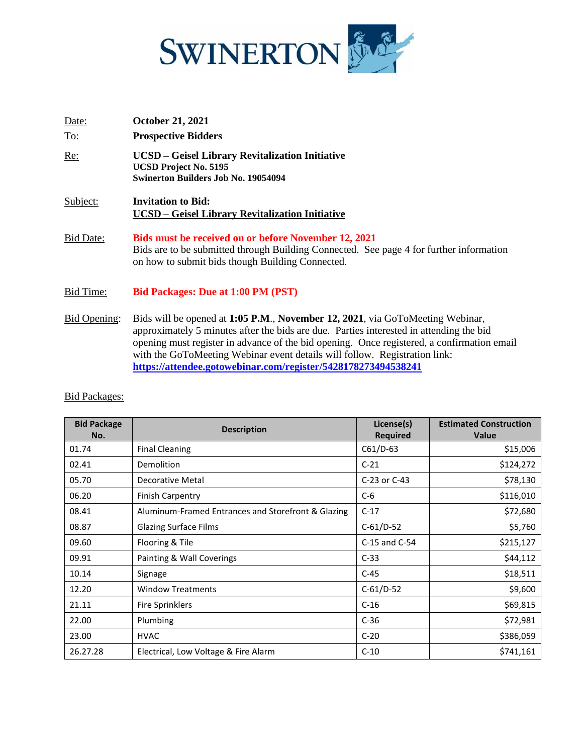SWINERTON

Date: **October 21, 2021**

To: **Prospective Bidders**

Re: **UCSD – Geisel Library Revitalization Initiative**
**UCSD Project No. 5195**
**Swinerton Builders Job No. 19054094**

Subject: **Invitation to Bid:**
**UCSD – Geisel Library Revitalization Initiative**

Bid Date: **Bids must be received on or before November 12, 2021**
Bids are to be submitted through Building Connected. See page 4 for further information on how to submit bids though Building Connected.

Bid Time: **Bid Packages: Due at 1:00 PM (PST)**

Bid Opening: Bids will be opened at **1:05 P.M**., **November 12, 2021**, via GoToMeeting Webinar, approximately 5 minutes after the bids are due. Parties interested in attending the bid opening must register in advance of the bid opening. Once registered, a confirmation email with the GoToMeeting Webinar event details will follow. Registration link: **https://attendee.gotowebinar.com/register/5428178273494538241**

Bid Packages:

| Bid Package No. | Description | License(s) Required | Estimated Construction Value |
|---|---|---|---|
| 01.74 | Final Cleaning | C61/D-63 | $15,006 |
| 02.41 | Demolition | C-21 | $124,272 |
| 05.70 | Decorative Metal | C-23 or C-43 | $78,130 |
| 06.20 | Finish Carpentry | C-6 | $116,010 |
| 08.41 | Aluminum-Framed Entrances and Storefront & Glazing | C-17 | $72,680 |
| 08.87 | Glazing Surface Films | C-61/D-52 | $5,760 |
| 09.60 | Flooring & Tile | C-15 and C-54 | $215,127 |
| 09.91 | Painting & Wall Coverings | C-33 | $44,112 |
| 10.14 | Signage | C-45 | $18,511 |
| 12.20 | Window Treatments | C-61/D-52 | $9,600 |
| 21.11 | Fire Sprinklers | C-16 | $69,815 |
| 22.00 | Plumbing | C-36 | $72,981 |
| 23.00 | HVAC | C-20 | $386,059 |
| 26.27.28 | Electrical, Low Voltage & Fire Alarm | C-10 | $741,161 |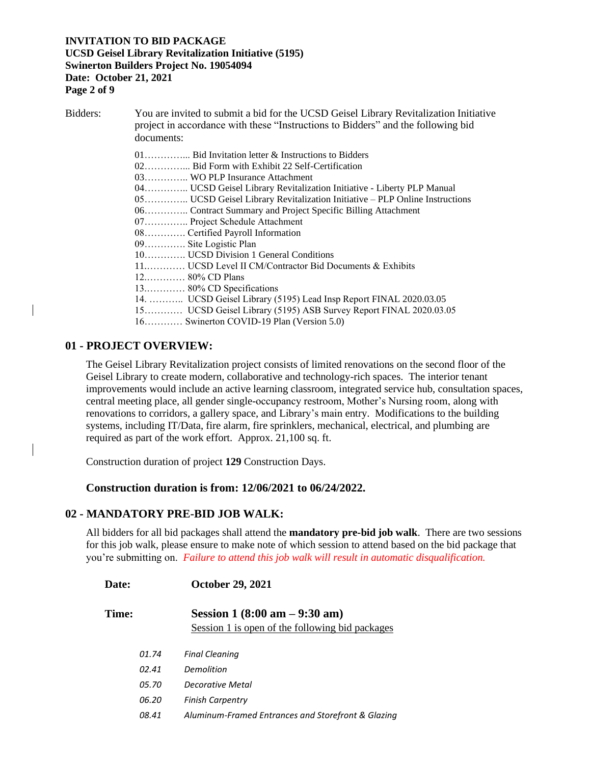Bidders: You are invited to submit a bid for the UCSD Geisel Library Revitalization Initiative project in accordance with these "Instructions to Bidders" and the following bid documents:

01………….. Bid Invitation letter & Instructions to Bidders
02………….. Bid Form with Exhibit 22 Self-Certification
03………….. WO PLP Insurance Attachment
04………….. UCSD Geisel Library Revitalization Initiative - Liberty PLP Manual
05………….. UCSD Geisel Library Revitalization Initiative – PLP Online Instructions
06………….. Contract Summary and Project Specific Billing Attachment
07………….. Project Schedule Attachment
08…………. Certified Payroll Information
09…………. Site Logistic Plan
10…………. UCSD Division 1 General Conditions
11…………. UCSD Level II CM/Contractor Bid Documents & Exhibits
12…………. 80% CD Plans
13…………. 80% CD Specifications
14. ……….. UCSD Geisel Library (5195) Lead Insp Report FINAL 2020.03.05
15………… UCSD Geisel Library (5195) ASB Survey Report FINAL 2020.03.05
16………… Swinerton COVID-19 Plan (Version 5.0)

## 01 - PROJECT OVERVIEW:

The Geisel Library Revitalization project consists of limited renovations on the second floor of the Geisel Library to create modern, collaborative and technology-rich spaces. The interior tenant improvements would include an active learning classroom, integrated service hub, consultation spaces, central meeting place, all gender single-occupancy restroom, Mother's Nursing room, along with renovations to corridors, a gallery space, and Library's main entry. Modifications to the building systems, including IT/Data, fire alarm, fire sprinklers, mechanical, electrical, and plumbing are required as part of the work effort. Approx. 21,100 sq. ft.

Construction duration of project **129** Construction Days.

**Construction duration is from: 12/06/2021 to 06/24/2022.**

## 02 - MANDATORY PRE-BID JOB WALK:

All bidders for all bid packages shall attend the **mandatory pre-bid job walk**. There are two sessions for this job walk, please ensure to make note of which session to attend based on the bid package that you're submitting on. *Failure to attend this job walk will result in automatic disqualification.*

**Date:** **October 29, 2021**

**Time:** **Session 1 (8:00 am – 9:30 am)**
Session 1 is open of the following bid packages

*01.74* *Final Cleaning*
*02.41* *Demolition*
*05.70* *Decorative Metal*
*06.20* *Finish Carpentry*
*08.41* *Aluminum-Framed Entrances and Storefront & Glazing*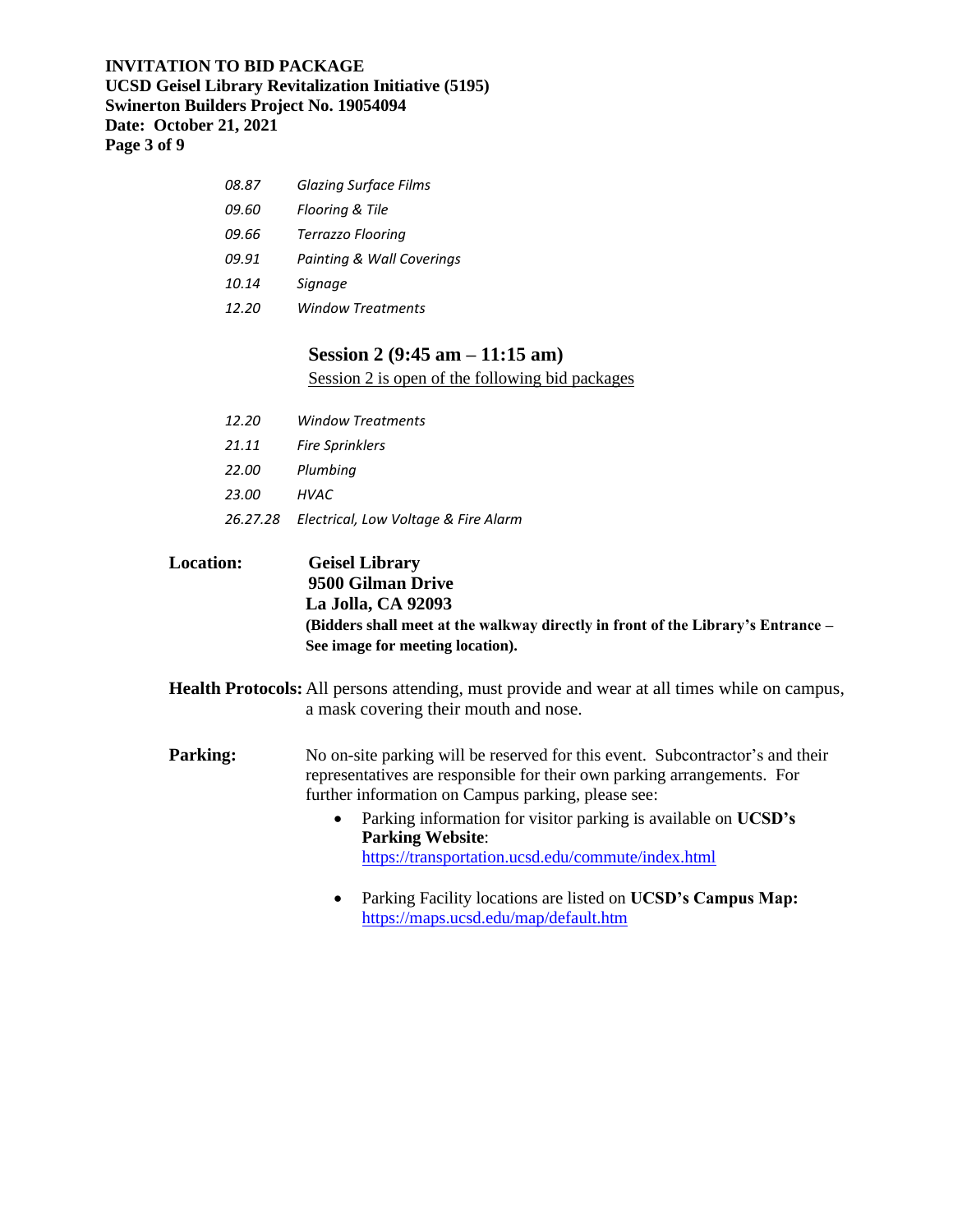*08.87 Glazing Surface Films*
*09.60 Flooring & Tile*
*09.66 Terrazzo Flooring*
*09.91 Painting & Wall Coverings*
*10.14 Signage*
*12.20 Window Treatments*

**Session 2 (9:45 am – 11:15 am)**

Session 2 is open of the following bid packages

*12.20 Window Treatments*
*21.11 Fire Sprinklers*
*22.00 Plumbing*
*23.00 HVAC*
*26.27.28 Electrical, Low Voltage & Fire Alarm*

**Location:** **Geisel Library**
**9500 Gilman Drive**
**La Jolla, CA 92093**
**(Bidders shall meet at the walkway directly in front of the Library's Entrance – See image for meeting location).**

**Health Protocols:** All persons attending, must provide and wear at all times while on campus, a mask covering their mouth and nose.

**Parking:** No on-site parking will be reserved for this event. Subcontractor's and their representatives are responsible for their own parking arrangements. For further information on Campus parking, please see:

- Parking information for visitor parking is available on **UCSD's Parking Website**: https://transportation.ucsd.edu/commute/index.html
- Parking Facility locations are listed on **UCSD's Campus Map:** https://maps.ucsd.edu/map/default.htm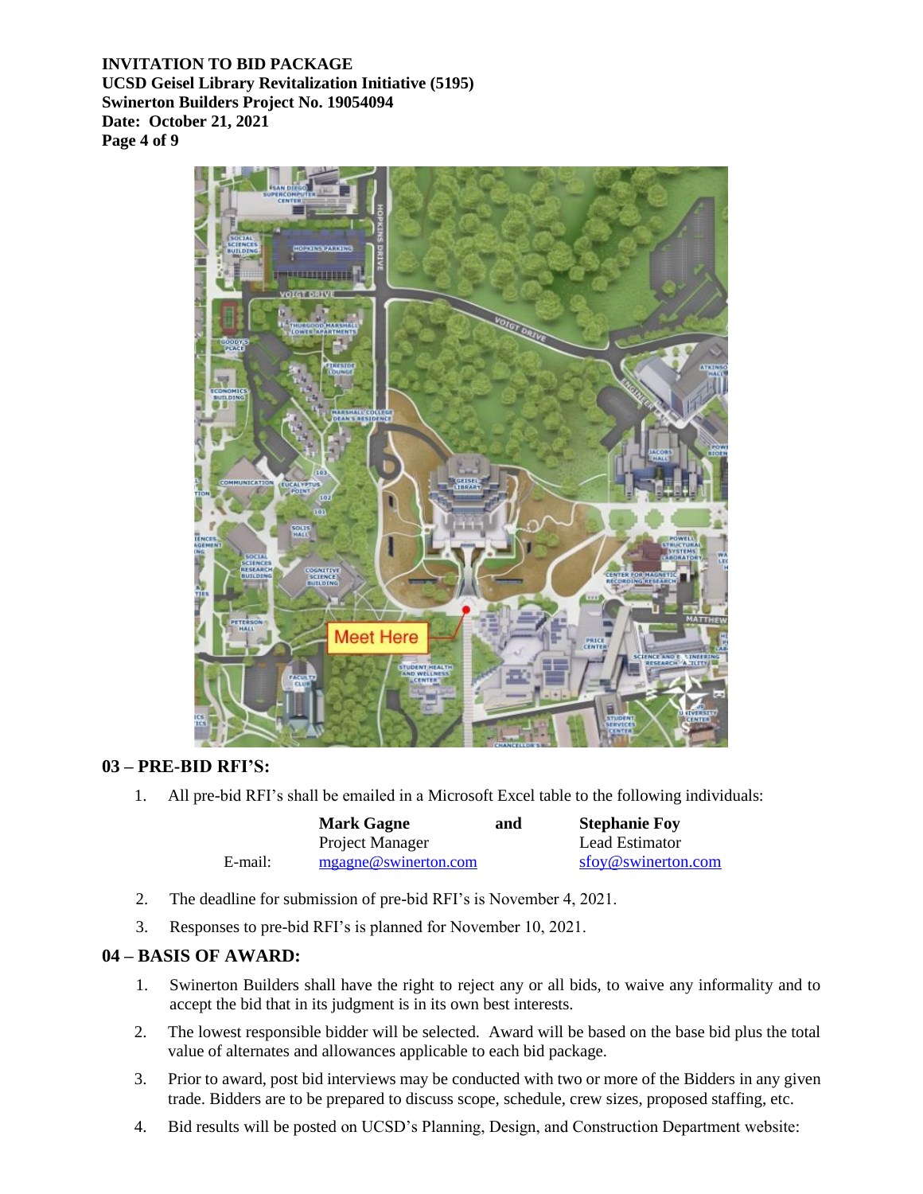## 03 – PRE-BID RFI'S:

1. All pre-bid RFI's shall be emailed in a Microsoft Excel table to the following individuals:

| | | | |
|---|---|---|---|
| | **Mark Gagne** | **and** | **Stephanie Foy** |
| | Project Manager | | Lead Estimator |
| E-mail: | mgagne@swinerton.com | | sfoy@swinerton.com |

2. The deadline for submission of pre-bid RFI's is November 4, 2021.
3. Responses to pre-bid RFI's is planned for November 10, 2021.

## 04 – BASIS OF AWARD:

1. Swinerton Builders shall have the right to reject any or all bids, to waive any informality and to accept the bid that in its judgment is in its own best interests.
2. The lowest responsible bidder will be selected. Award will be based on the base bid plus the total value of alternates and allowances applicable to each bid package.
3. Prior to award, post bid interviews may be conducted with two or more of the Bidders in any given trade. Bidders are to be prepared to discuss scope, schedule, crew sizes, proposed staffing, etc.
4. Bid results will be posted on UCSD's Planning, Design, and Construction Department website: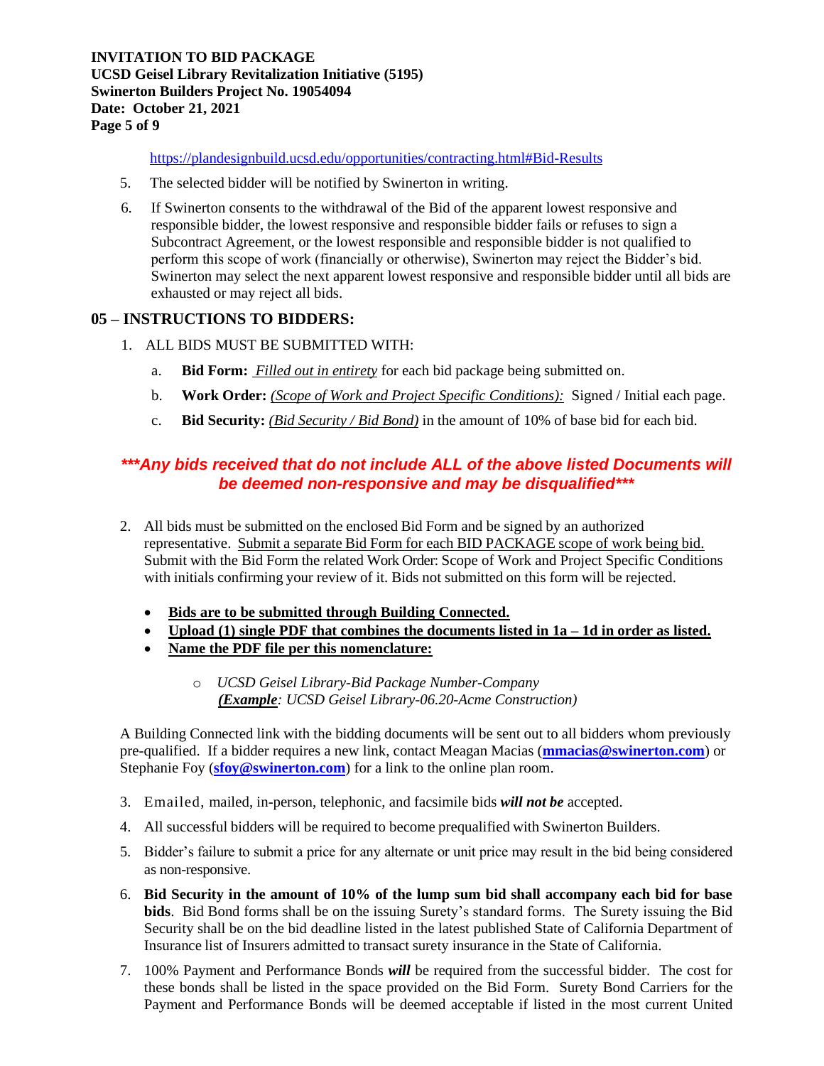https://plandesignbuild.ucsd.edu/opportunities/contracting.html#Bid-Results

5. The selected bidder will be notified by Swinerton in writing.
6. If Swinerton consents to the withdrawal of the Bid of the apparent lowest responsive and responsible bidder, the lowest responsive and responsible bidder fails or refuses to sign a Subcontract Agreement, or the lowest responsible and responsible bidder is not qualified to perform this scope of work (financially or otherwise), Swinerton may reject the Bidder's bid. Swinerton may select the next apparent lowest responsive and responsible bidder until all bids are exhausted or may reject all bids.

## 05 – INSTRUCTIONS TO BIDDERS:

1. ALL BIDS MUST BE SUBMITTED WITH:
   a. **Bid Form:** *Filled out in entirety* for each bid package being submitted on.
   b. **Work Order:** *(Scope of Work and Project Specific Conditions):* Signed / Initial each page.
   c. **Bid Security:** *(Bid Security / Bid Bond)* in the amount of 10% of base bid for each bid.

***\*\*\*Any bids received that do not include ALL of the above listed Documents will be deemed non-responsive and may be disqualified\*\*\****

2. All bids must be submitted on the enclosed Bid Form and be signed by an authorized representative. Submit a separate Bid Form for each BID PACKAGE scope of work being bid. Submit with the Bid Form the related Work Order: Scope of Work and Project Specific Conditions with initials confirming your review of it. Bids not submitted on this form will be rejected.
   - **Bids are to be submitted through Building Connected.**
   - **Upload (1) single PDF that combines the documents listed in 1a – 1d in order as listed.**
   - **Name the PDF file per this nomenclature:**
     - *UCSD Geisel Library-Bid Package Number-Company*
       ***(Example**: UCSD Geisel Library-06.20-Acme Construction)*

   A Building Connected link with the bidding documents will be sent out to all bidders whom previously pre-qualified. If a bidder requires a new link, contact Meagan Macias (**mmacias@swinerton.com**) or Stephanie Foy (**sfoy@swinerton.com**) for a link to the online plan room.

3. Emailed, mailed, in-person, telephonic, and facsimile bids ***will not be*** accepted.
4. All successful bidders will be required to become prequalified with Swinerton Builders.
5. Bidder's failure to submit a price for any alternate or unit price may result in the bid being considered as non-responsive.
6. **Bid Security in the amount of 10% of the lump sum bid shall accompany each bid for base bids**. Bid Bond forms shall be on the issuing Surety's standard forms. The Surety issuing the Bid Security shall be on the bid deadline listed in the latest published State of California Department of Insurance list of Insurers admitted to transact surety insurance in the State of California.
7. 100% Payment and Performance Bonds ***will*** be required from the successful bidder. The cost for these bonds shall be listed in the space provided on the Bid Form. Surety Bond Carriers for the Payment and Performance Bonds will be deemed acceptable if listed in the most current United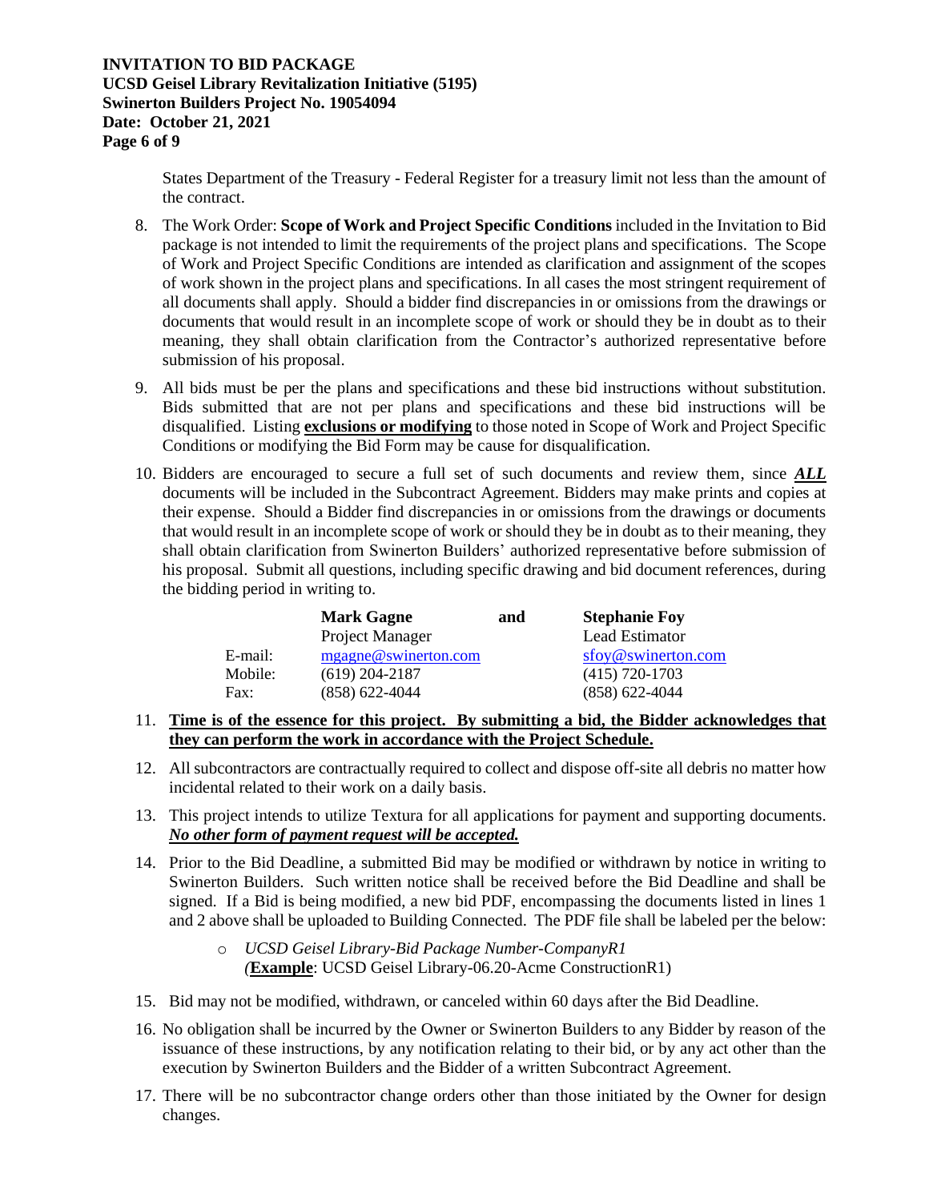States Department of the Treasury - Federal Register for a treasury limit not less than the amount of the contract.

8. The Work Order: **Scope of Work and Project Specific Conditions** included in the Invitation to Bid package is not intended to limit the requirements of the project plans and specifications. The Scope of Work and Project Specific Conditions are intended as clarification and assignment of the scopes of work shown in the project plans and specifications. In all cases the most stringent requirement of all documents shall apply. Should a bidder find discrepancies in or omissions from the drawings or documents that would result in an incomplete scope of work or should they be in doubt as to their meaning, they shall obtain clarification from the Contractor's authorized representative before submission of his proposal.

9. All bids must be per the plans and specifications and these bid instructions without substitution. Bids submitted that are not per plans and specifications and these bid instructions will be disqualified. Listing **exclusions or modifying** to those noted in Scope of Work and Project Specific Conditions or modifying the Bid Form may be cause for disqualification.

10. Bidders are encouraged to secure a full set of such documents and review them, since ***ALL*** documents will be included in the Subcontract Agreement. Bidders may make prints and copies at their expense. Should a Bidder find discrepancies in or omissions from the drawings or documents that would result in an incomplete scope of work or should they be in doubt as to their meaning, they shall obtain clarification from Swinerton Builders' authorized representative before submission of his proposal. Submit all questions, including specific drawing and bid document references, during the bidding period in writing to.

| | **Mark Gagne** | and | **Stephanie Foy** |
|---|---|---|---|
| | Project Manager | | Lead Estimator |
| E-mail: | mgagne@swinerton.com | | sfoy@swinerton.com |
| Mobile: | (619) 204-2187 | | (415) 720-1703 |
| Fax: | (858) 622-4044 | | (858) 622-4044 |

11. **Time is of the essence for this project. By submitting a bid, the Bidder acknowledges that they can perform the work in accordance with the Project Schedule.**

12. All subcontractors are contractually required to collect and dispose off-site all debris no matter how incidental related to their work on a daily basis.

13. This project intends to utilize Textura for all applications for payment and supporting documents. ***No other form of payment request will be accepted.***

14. Prior to the Bid Deadline, a submitted Bid may be modified or withdrawn by notice in writing to Swinerton Builders. Such written notice shall be received before the Bid Deadline and shall be signed. If a Bid is being modified, a new bid PDF, encompassing the documents listed in lines 1 and 2 above shall be uploaded to Building Connected. The PDF file shall be labeled per the below:

    - *UCSD Geisel Library-Bid Package Number-CompanyR1*
      *(***Example***: UCSD Geisel Library-06.20-Acme ConstructionR1)

15. Bid may not be modified, withdrawn, or canceled within 60 days after the Bid Deadline.

16. No obligation shall be incurred by the Owner or Swinerton Builders to any Bidder by reason of the issuance of these instructions, by any notification relating to their bid, or by any act other than the execution by Swinerton Builders and the Bidder of a written Subcontract Agreement.

17. There will be no subcontractor change orders other than those initiated by the Owner for design changes.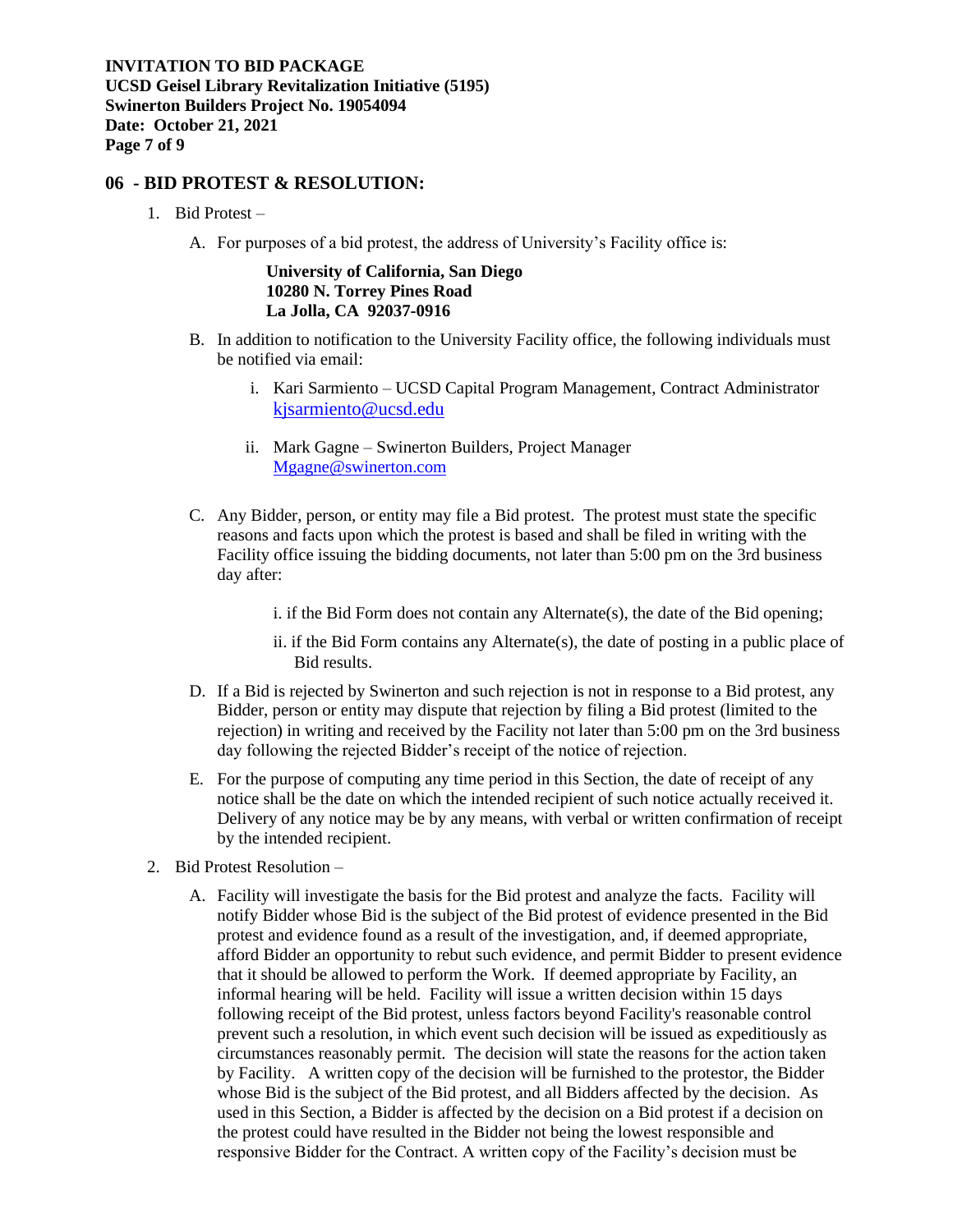## 06 - BID PROTEST & RESOLUTION:

1. Bid Protest –

   A. For purposes of a bid protest, the address of University's Facility office is:

      **University of California, San Diego**
      **10280 N. Torrey Pines Road**
      **La Jolla, CA 92037-0916**

   B. In addition to notification to the University Facility office, the following individuals must be notified via email:

      i. Kari Sarmiento – UCSD Capital Program Management, Contract Administrator kjsarmiento@ucsd.edu

      ii. Mark Gagne – Swinerton Builders, Project Manager Mgagne@swinerton.com

   C. Any Bidder, person, or entity may file a Bid protest. The protest must state the specific reasons and facts upon which the protest is based and shall be filed in writing with the Facility office issuing the bidding documents, not later than 5:00 pm on the 3rd business day after:

      i. if the Bid Form does not contain any Alternate(s), the date of the Bid opening;

      ii. if the Bid Form contains any Alternate(s), the date of posting in a public place of Bid results.

   D. If a Bid is rejected by Swinerton and such rejection is not in response to a Bid protest, any Bidder, person or entity may dispute that rejection by filing a Bid protest (limited to the rejection) in writing and received by the Facility not later than 5:00 pm on the 3rd business day following the rejected Bidder's receipt of the notice of rejection.

   E. For the purpose of computing any time period in this Section, the date of receipt of any notice shall be the date on which the intended recipient of such notice actually received it. Delivery of any notice may be by any means, with verbal or written confirmation of receipt by the intended recipient.

2. Bid Protest Resolution –

   A. Facility will investigate the basis for the Bid protest and analyze the facts. Facility will notify Bidder whose Bid is the subject of the Bid protest of evidence presented in the Bid protest and evidence found as a result of the investigation, and, if deemed appropriate, afford Bidder an opportunity to rebut such evidence, and permit Bidder to present evidence that it should be allowed to perform the Work. If deemed appropriate by Facility, an informal hearing will be held. Facility will issue a written decision within 15 days following receipt of the Bid protest, unless factors beyond Facility's reasonable control prevent such a resolution, in which event such decision will be issued as expeditiously as circumstances reasonably permit. The decision will state the reasons for the action taken by Facility. A written copy of the decision will be furnished to the protestor, the Bidder whose Bid is the subject of the Bid protest, and all Bidders affected by the decision. As used in this Section, a Bidder is affected by the decision on a Bid protest if a decision on the protest could have resulted in the Bidder not being the lowest responsible and responsive Bidder for the Contract. A written copy of the Facility's decision must be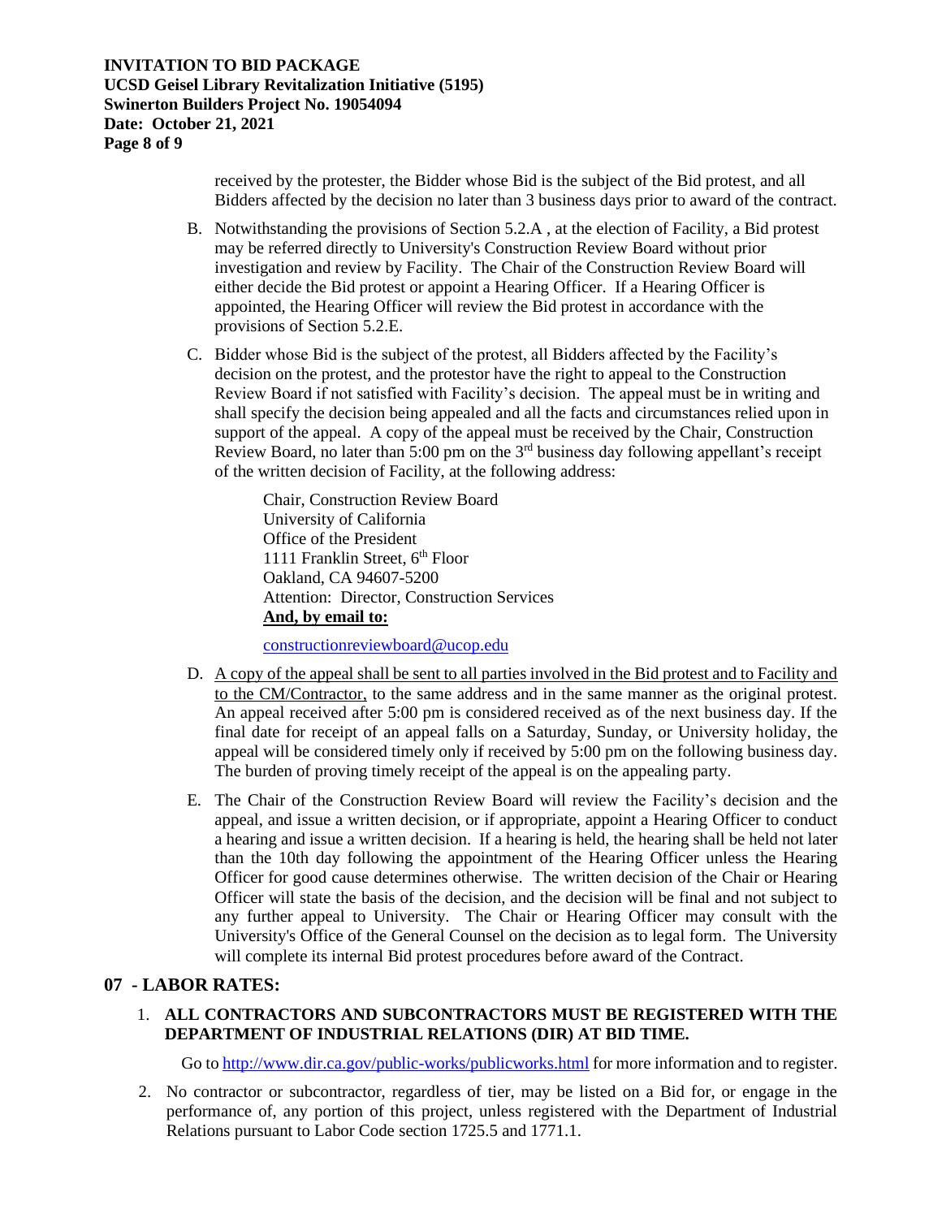received by the protester, the Bidder whose Bid is the subject of the Bid protest, and all Bidders affected by the decision no later than 3 business days prior to award of the contract.

B. Notwithstanding the provisions of Section 5.2.A , at the election of Facility, a Bid protest may be referred directly to University's Construction Review Board without prior investigation and review by Facility. The Chair of the Construction Review Board will either decide the Bid protest or appoint a Hearing Officer. If a Hearing Officer is appointed, the Hearing Officer will review the Bid protest in accordance with the provisions of Section 5.2.E.

C. Bidder whose Bid is the subject of the protest, all Bidders affected by the Facility's decision on the protest, and the protestor have the right to appeal to the Construction Review Board if not satisfied with Facility's decision. The appeal must be in writing and shall specify the decision being appealed and all the facts and circumstances relied upon in support of the appeal. A copy of the appeal must be received by the Chair, Construction Review Board, no later than 5:00 pm on the 3rd business day following appellant's receipt of the written decision of Facility, at the following address:

   Chair, Construction Review Board
   University of California
   Office of the President
   1111 Franklin Street, 6th Floor
   Oakland, CA 94607-5200
   Attention: Director, Construction Services
   **And, by email to:**

   constructionreviewboard@ucop.edu

D. A copy of the appeal shall be sent to all parties involved in the Bid protest and to Facility and to the CM/Contractor, to the same address and in the same manner as the original protest. An appeal received after 5:00 pm is considered received as of the next business day. If the final date for receipt of an appeal falls on a Saturday, Sunday, or University holiday, the appeal will be considered timely only if received by 5:00 pm on the following business day. The burden of proving timely receipt of the appeal is on the appealing party.

E. The Chair of the Construction Review Board will review the Facility's decision and the appeal, and issue a written decision, or if appropriate, appoint a Hearing Officer to conduct a hearing and issue a written decision. If a hearing is held, the hearing shall be held not later than the 10th day following the appointment of the Hearing Officer unless the Hearing Officer for good cause determines otherwise. The written decision of the Chair or Hearing Officer will state the basis of the decision, and the decision will be final and not subject to any further appeal to University. The Chair or Hearing Officer may consult with the University's Office of the General Counsel on the decision as to legal form. The University will complete its internal Bid protest procedures before award of the Contract.

## 07 - LABOR RATES:

1. **ALL CONTRACTORS AND SUBCONTRACTORS MUST BE REGISTERED WITH THE DEPARTMENT OF INDUSTRIAL RELATIONS (DIR) AT BID TIME.**

   Go to http://www.dir.ca.gov/public-works/publicworks.html for more information and to register.

2. No contractor or subcontractor, regardless of tier, may be listed on a Bid for, or engage in the performance of, any portion of this project, unless registered with the Department of Industrial Relations pursuant to Labor Code section 1725.5 and 1771.1.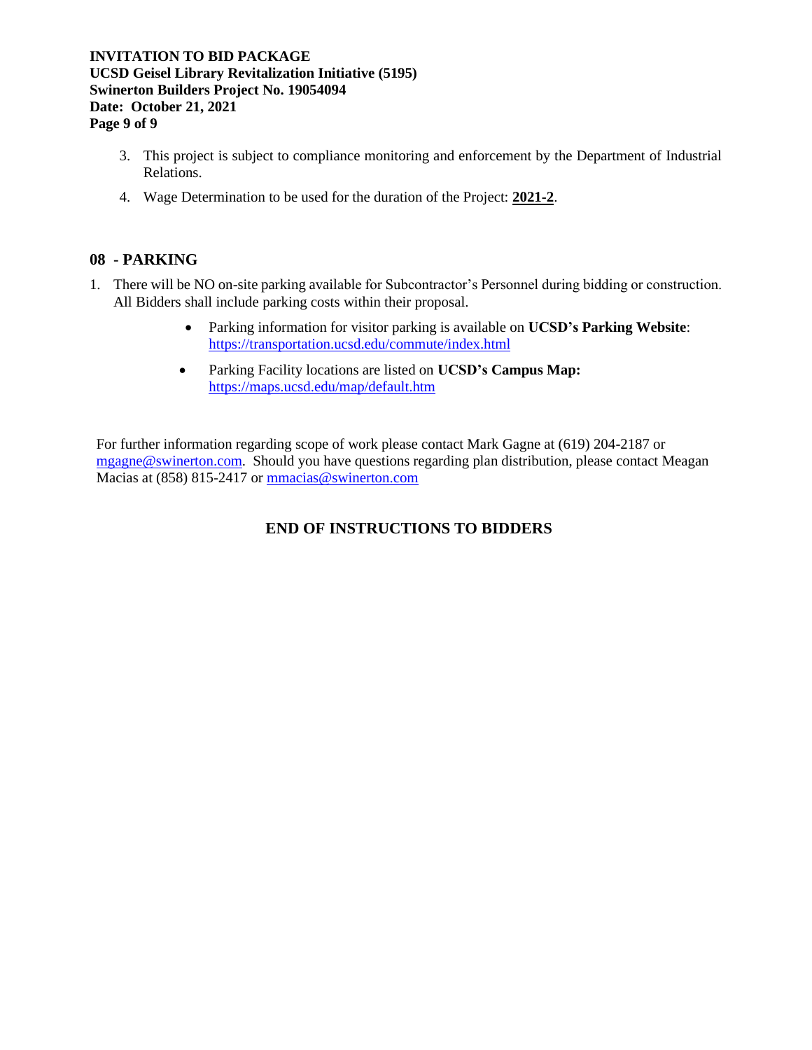3. This project is subject to compliance monitoring and enforcement by the Department of Industrial Relations.
4. Wage Determination to be used for the duration of the Project: **2021-2**.

## 08 - PARKING

1. There will be NO on-site parking available for Subcontractor's Personnel during bidding or construction. All Bidders shall include parking costs within their proposal.
   - Parking information for visitor parking is available on **UCSD's Parking Website**: https://transportation.ucsd.edu/commute/index.html
   - Parking Facility locations are listed on **UCSD's Campus Map:** https://maps.ucsd.edu/map/default.htm

For further information regarding scope of work please contact Mark Gagne at (619) 204-2187 or mgagne@swinerton.com. Should you have questions regarding plan distribution, please contact Meagan Macias at (858) 815-2417 or mmacias@swinerton.com

**END OF INSTRUCTIONS TO BIDDERS**